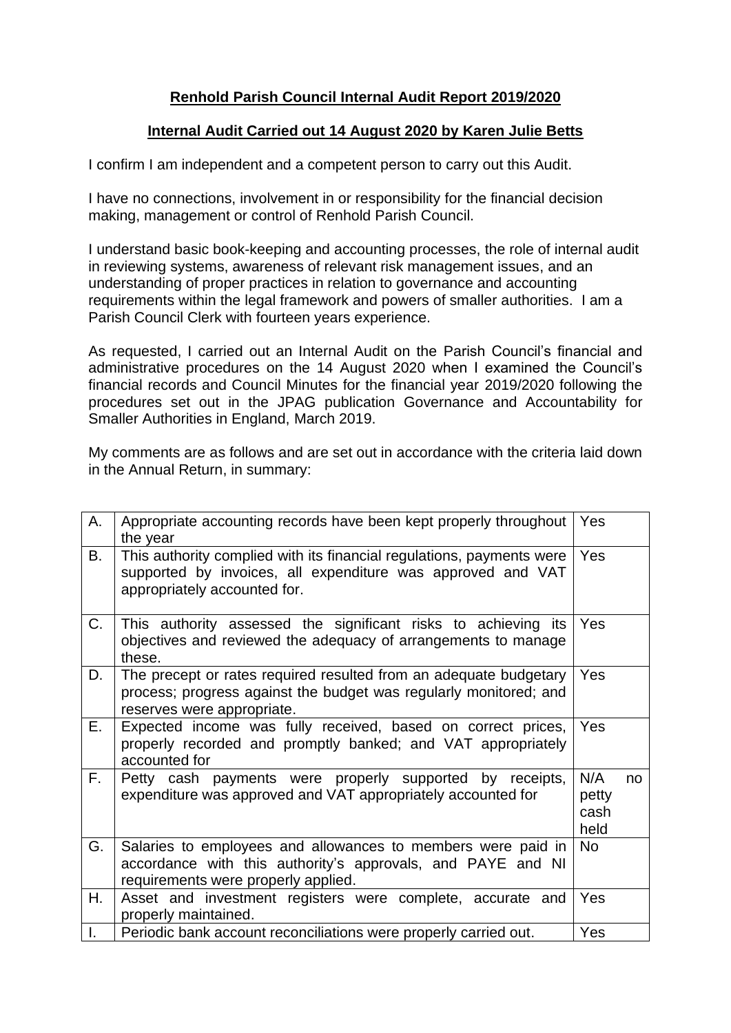**Renhold Parish Council Internal Audit Report 2019/2020**

**Internal Audit Carried out 14 August 2020 by Karen Julie Betts**

I confirm I am independent and a competent person to carry out this Audit.

I have no connections, involvement in or responsibility for the financial decision making, management or control of Renhold Parish Council.

I understand basic book-keeping and accounting processes, the role of internal audit in reviewing systems, awareness of relevant risk management issues, and an understanding of proper practices in relation to governance and accounting requirements within the legal framework and powers of smaller authorities. I am a Parish Council Clerk with fourteen years experience.

As requested, I carried out an Internal Audit on the Parish Council's financial and administrative procedures on the 14 August 2020 when I examined the Council's financial records and Council Minutes for the financial year 2019/2020 following the procedures set out in the JPAG publication Governance and Accountability for Smaller Authorities in England, March 2019.

My comments are as follows and are set out in accordance with the criteria laid down in the Annual Return, in summary:

| | | |
|---|---|---|
| A. | Appropriate accounting records have been kept properly throughout the year | Yes |
| B. | This authority complied with its financial regulations, payments were supported by invoices, all expenditure was approved and VAT appropriately accounted for. | Yes |
| C. | This authority assessed the significant risks to achieving its objectives and reviewed the adequacy of arrangements to manage these. | Yes |
| D. | The precept or rates required resulted from an adequate budgetary process; progress against the budget was regularly monitored; and reserves were appropriate. | Yes |
| E. | Expected income was fully received, based on correct prices, properly recorded and promptly banked; and VAT appropriately accounted for | Yes |
| F. | Petty cash payments were properly supported by receipts, expenditure was approved and VAT appropriately accounted for | N/A no petty cash held |
| G. | Salaries to employees and allowances to members were paid in accordance with this authority's approvals, and PAYE and NI requirements were properly applied. | No |
| H. | Asset and investment registers were complete, accurate and properly maintained. | Yes |
| I. | Periodic bank account reconciliations were properly carried out. | Yes |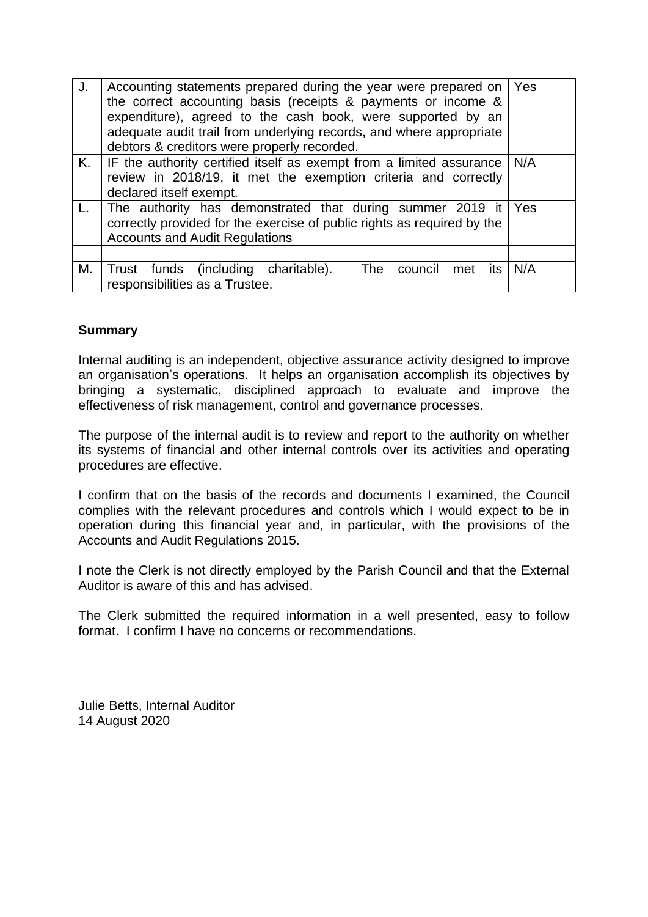| | | |
|---|---|---|
| J. | Accounting statements prepared during the year were prepared on the correct accounting basis (receipts & payments or income & expenditure), agreed to the cash book, were supported by an adequate audit trail from underlying records, and where appropriate debtors & creditors were properly recorded. | Yes |
| K. | IF the authority certified itself as exempt from a limited assurance review in 2018/19, it met the exemption criteria and correctly declared itself exempt. | N/A |
| L. | The authority has demonstrated that during summer 2019 it correctly provided for the exercise of public rights as required by the Accounts and Audit Regulations | Yes |
| | | |
| M. | Trust funds (including charitable). The council met its responsibilities as a Trustee. | N/A |

**Summary**

Internal auditing is an independent, objective assurance activity designed to improve an organisation's operations. It helps an organisation accomplish its objectives by bringing a systematic, disciplined approach to evaluate and improve the effectiveness of risk management, control and governance processes.

The purpose of the internal audit is to review and report to the authority on whether its systems of financial and other internal controls over its activities and operating procedures are effective.

I confirm that on the basis of the records and documents I examined, the Council complies with the relevant procedures and controls which I would expect to be in operation during this financial year and, in particular, with the provisions of the Accounts and Audit Regulations 2015.

I note the Clerk is not directly employed by the Parish Council and that the External Auditor is aware of this and has advised.

The Clerk submitted the required information in a well presented, easy to follow format. I confirm I have no concerns or recommendations.

Julie Betts, Internal Auditor
14 August 2020